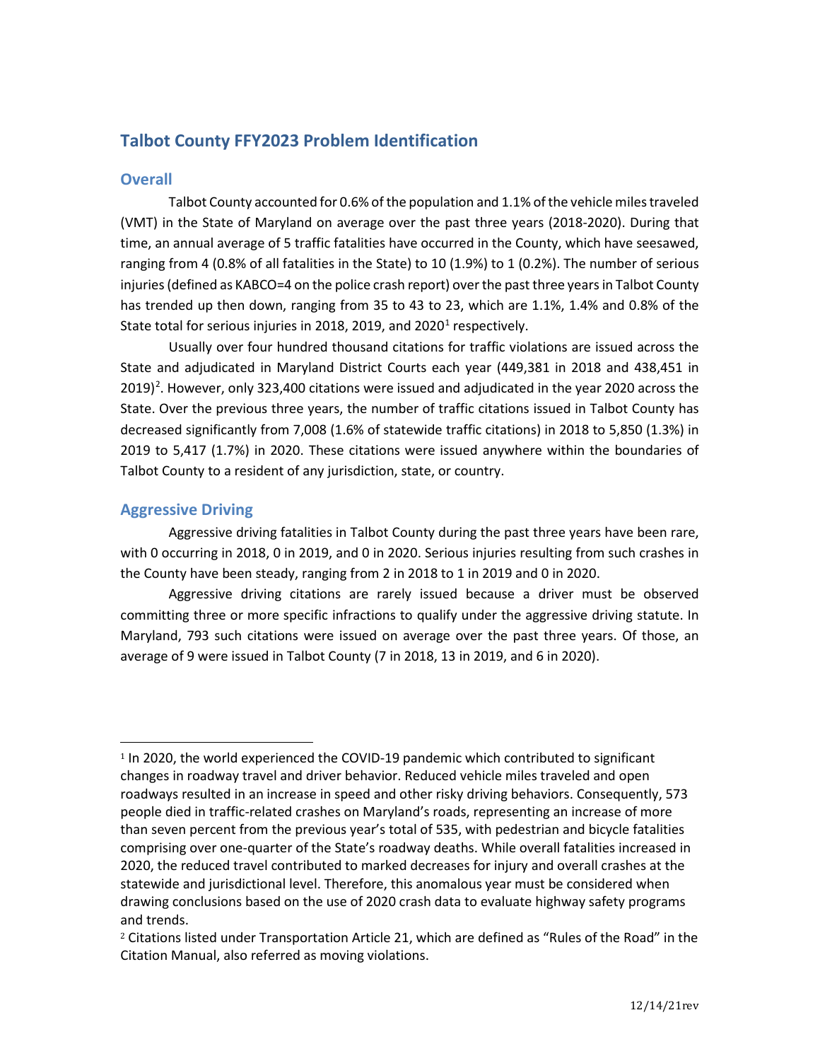# Talbot County FFY2023 Problem Identification

## Overall

Talbot County accounted for 0.6% of the population and 1.1% of the vehicle miles traveled (VMT) in the State of Maryland on average over the past three years (2018-2020). During that time, an annual average of 5 traffic fatalities have occurred in the County, which have seesawed, ranging from 4 (0.8% of all fatalities in the State) to 10 (1.9%) to 1 (0.2%). The number of serious injuries (defined as KABCO=4 on the police crash report) over the past three years in Talbot County has trended up then down, ranging from 35 to 43 to 23, which are 1.1%, 1.4% and 0.8% of the State total for serious injuries in 2018, 2019, and 2020[1] respectively.

Usually over four hundred thousand citations for traffic violations are issued across the State and adjudicated in Maryland District Courts each year (449,381 in 2018 and 438,451 in 2019)[2]. However, only 323,400 citations were issued and adjudicated in the year 2020 across the State. Over the previous three years, the number of traffic citations issued in Talbot County has decreased significantly from 7,008 (1.6% of statewide traffic citations) in 2018 to 5,850 (1.3%) in 2019 to 5,417 (1.7%) in 2020. These citations were issued anywhere within the boundaries of Talbot County to a resident of any jurisdiction, state, or country.

## Aggressive Driving

Aggressive driving fatalities in Talbot County during the past three years have been rare, with 0 occurring in 2018, 0 in 2019, and 0 in 2020. Serious injuries resulting from such crashes in the County have been steady, ranging from 2 in 2018 to 1 in 2019 and 0 in 2020.

Aggressive driving citations are rarely issued because a driver must be observed committing three or more specific infractions to qualify under the aggressive driving statute. In Maryland, 793 such citations were issued on average over the past three years. Of those, an average of 9 were issued in Talbot County (7 in 2018, 13 in 2019, and 6 in 2020).

---

[1] In 2020, the world experienced the COVID-19 pandemic which contributed to significant changes in roadway travel and driver behavior. Reduced vehicle miles traveled and open roadways resulted in an increase in speed and other risky driving behaviors. Consequently, 573 people died in traffic-related crashes on Maryland's roads, representing an increase of more than seven percent from the previous year's total of 535, with pedestrian and bicycle fatalities comprising over one-quarter of the State's roadway deaths. While overall fatalities increased in 2020, the reduced travel contributed to marked decreases for injury and overall crashes at the statewide and jurisdictional level. Therefore, this anomalous year must be considered when drawing conclusions based on the use of 2020 crash data to evaluate highway safety programs and trends.

[2] Citations listed under Transportation Article 21, which are defined as "Rules of the Road" in the Citation Manual, also referred as moving violations.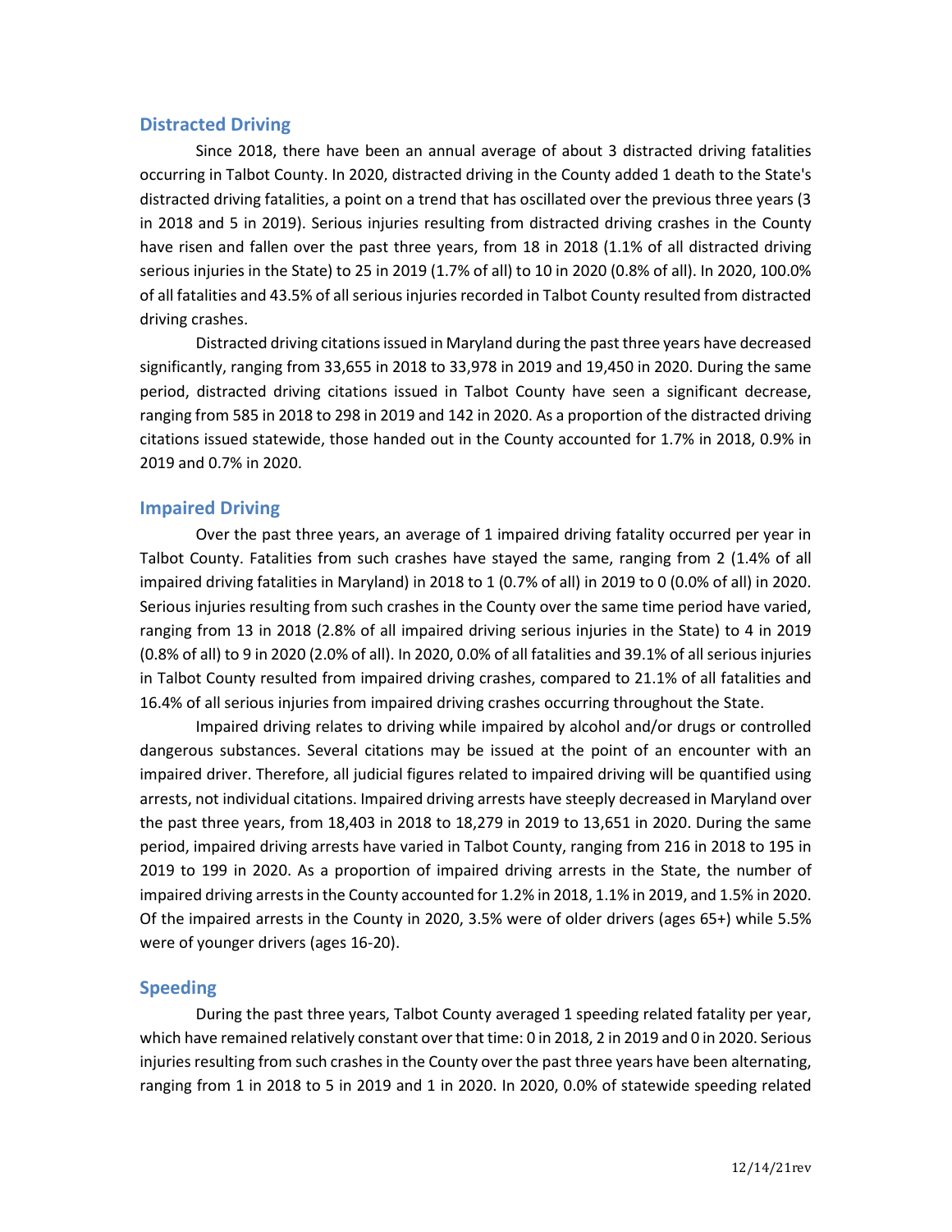## Distracted Driving

Since 2018, there have been an annual average of about 3 distracted driving fatalities occurring in Talbot County. In 2020, distracted driving in the County added 1 death to the State's distracted driving fatalities, a point on a trend that has oscillated over the previous three years (3 in 2018 and 5 in 2019). Serious injuries resulting from distracted driving crashes in the County have risen and fallen over the past three years, from 18 in 2018 (1.1% of all distracted driving serious injuries in the State) to 25 in 2019 (1.7% of all) to 10 in 2020 (0.8% of all). In 2020, 100.0% of all fatalities and 43.5% of all serious injuries recorded in Talbot County resulted from distracted driving crashes.

Distracted driving citations issued in Maryland during the past three years have decreased significantly, ranging from 33,655 in 2018 to 33,978 in 2019 and 19,450 in 2020. During the same period, distracted driving citations issued in Talbot County have seen a significant decrease, ranging from 585 in 2018 to 298 in 2019 and 142 in 2020. As a proportion of the distracted driving citations issued statewide, those handed out in the County accounted for 1.7% in 2018, 0.9% in 2019 and 0.7% in 2020.

## Impaired Driving

Over the past three years, an average of 1 impaired driving fatality occurred per year in Talbot County. Fatalities from such crashes have stayed the same, ranging from 2 (1.4% of all impaired driving fatalities in Maryland) in 2018 to 1 (0.7% of all) in 2019 to 0 (0.0% of all) in 2020. Serious injuries resulting from such crashes in the County over the same time period have varied, ranging from 13 in 2018 (2.8% of all impaired driving serious injuries in the State) to 4 in 2019 (0.8% of all) to 9 in 2020 (2.0% of all). In 2020, 0.0% of all fatalities and 39.1% of all serious injuries in Talbot County resulted from impaired driving crashes, compared to 21.1% of all fatalities and 16.4% of all serious injuries from impaired driving crashes occurring throughout the State.

Impaired driving relates to driving while impaired by alcohol and/or drugs or controlled dangerous substances. Several citations may be issued at the point of an encounter with an impaired driver. Therefore, all judicial figures related to impaired driving will be quantified using arrests, not individual citations. Impaired driving arrests have steeply decreased in Maryland over the past three years, from 18,403 in 2018 to 18,279 in 2019 to 13,651 in 2020. During the same period, impaired driving arrests have varied in Talbot County, ranging from 216 in 2018 to 195 in 2019 to 199 in 2020. As a proportion of impaired driving arrests in the State, the number of impaired driving arrests in the County accounted for 1.2% in 2018, 1.1% in 2019, and 1.5% in 2020. Of the impaired arrests in the County in 2020, 3.5% were of older drivers (ages 65+) while 5.5% were of younger drivers (ages 16-20).

## Speeding

During the past three years, Talbot County averaged 1 speeding related fatality per year, which have remained relatively constant over that time: 0 in 2018, 2 in 2019 and 0 in 2020. Serious injuries resulting from such crashes in the County over the past three years have been alternating, ranging from 1 in 2018 to 5 in 2019 and 1 in 2020. In 2020, 0.0% of statewide speeding related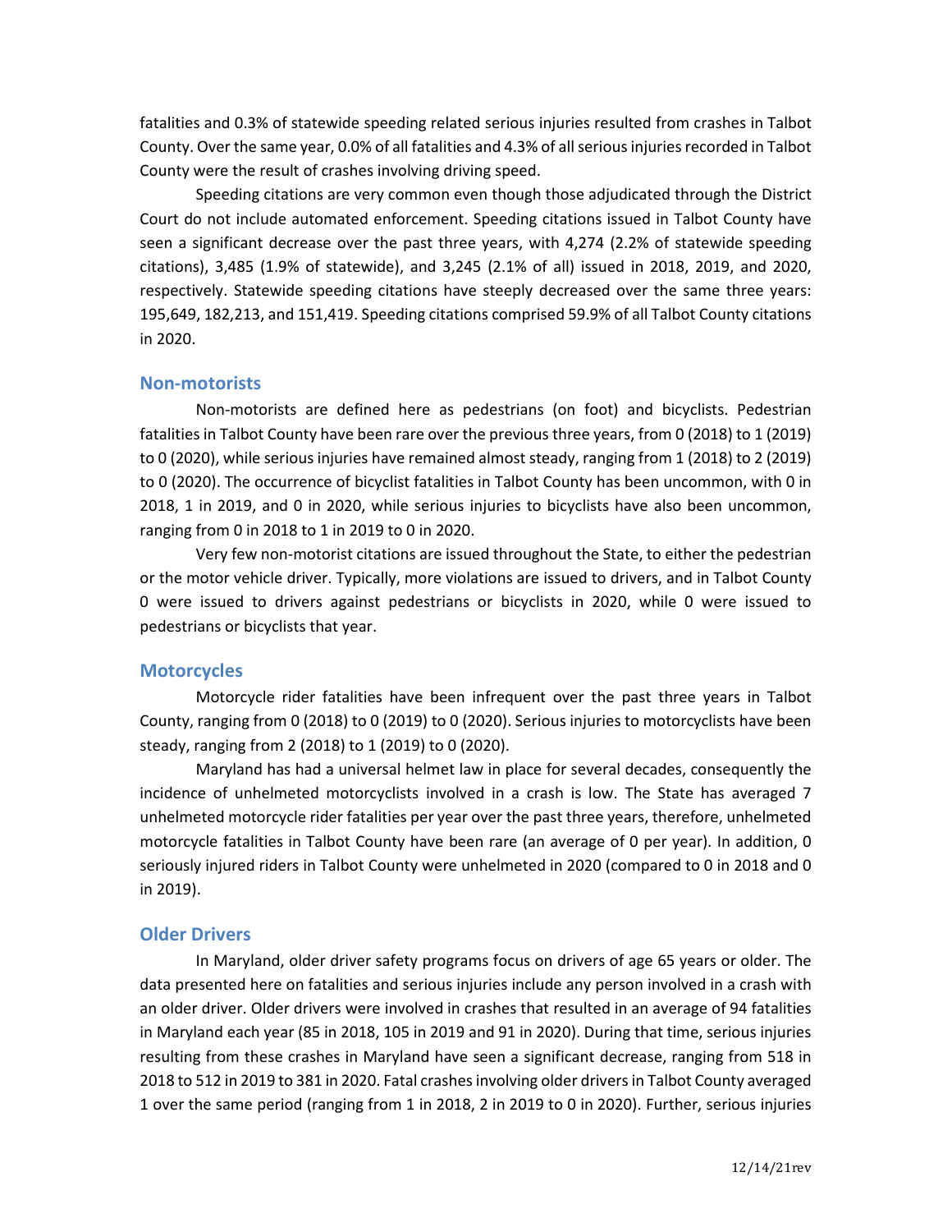fatalities and 0.3% of statewide speeding related serious injuries resulted from crashes in Talbot County. Over the same year, 0.0% of all fatalities and 4.3% of all serious injuries recorded in Talbot County were the result of crashes involving driving speed.

Speeding citations are very common even though those adjudicated through the District Court do not include automated enforcement. Speeding citations issued in Talbot County have seen a significant decrease over the past three years, with 4,274 (2.2% of statewide speeding citations), 3,485 (1.9% of statewide), and 3,245 (2.1% of all) issued in 2018, 2019, and 2020, respectively. Statewide speeding citations have steeply decreased over the same three years: 195,649, 182,213, and 151,419. Speeding citations comprised 59.9% of all Talbot County citations in 2020.

## Non-motorists

Non-motorists are defined here as pedestrians (on foot) and bicyclists. Pedestrian fatalities in Talbot County have been rare over the previous three years, from 0 (2018) to 1 (2019) to 0 (2020), while serious injuries have remained almost steady, ranging from 1 (2018) to 2 (2019) to 0 (2020). The occurrence of bicyclist fatalities in Talbot County has been uncommon, with 0 in 2018, 1 in 2019, and 0 in 2020, while serious injuries to bicyclists have also been uncommon, ranging from 0 in 2018 to 1 in 2019 to 0 in 2020.

Very few non-motorist citations are issued throughout the State, to either the pedestrian or the motor vehicle driver. Typically, more violations are issued to drivers, and in Talbot County 0 were issued to drivers against pedestrians or bicyclists in 2020, while 0 were issued to pedestrians or bicyclists that year.

## Motorcycles

Motorcycle rider fatalities have been infrequent over the past three years in Talbot County, ranging from 0 (2018) to 0 (2019) to 0 (2020). Serious injuries to motorcyclists have been steady, ranging from 2 (2018) to 1 (2019) to 0 (2020).

Maryland has had a universal helmet law in place for several decades, consequently the incidence of unhelmeted motorcyclists involved in a crash is low. The State has averaged 7 unhelmeted motorcycle rider fatalities per year over the past three years, therefore, unhelmeted motorcycle fatalities in Talbot County have been rare (an average of 0 per year). In addition, 0 seriously injured riders in Talbot County were unhelmeted in 2020 (compared to 0 in 2018 and 0 in 2019).

## Older Drivers

In Maryland, older driver safety programs focus on drivers of age 65 years or older. The data presented here on fatalities and serious injuries include any person involved in a crash with an older driver. Older drivers were involved in crashes that resulted in an average of 94 fatalities in Maryland each year (85 in 2018, 105 in 2019 and 91 in 2020). During that time, serious injuries resulting from these crashes in Maryland have seen a significant decrease, ranging from 518 in 2018 to 512 in 2019 to 381 in 2020. Fatal crashes involving older drivers in Talbot County averaged 1 over the same period (ranging from 1 in 2018, 2 in 2019 to 0 in 2020). Further, serious injuries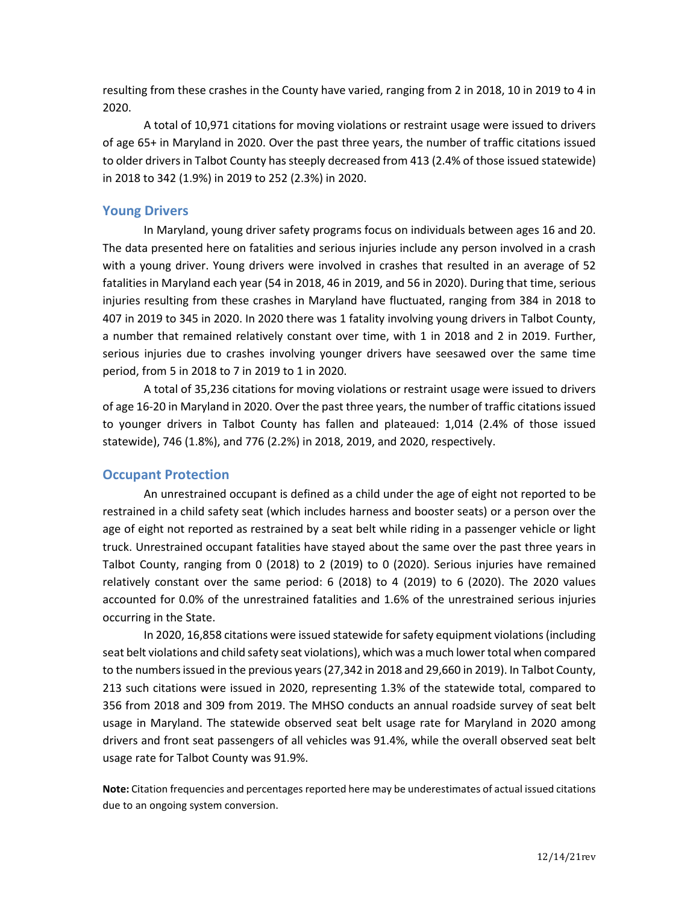resulting from these crashes in the County have varied, ranging from 2 in 2018, 10 in 2019 to 4 in 2020.

A total of 10,971 citations for moving violations or restraint usage were issued to drivers of age 65+ in Maryland in 2020. Over the past three years, the number of traffic citations issued to older drivers in Talbot County has steeply decreased from 413 (2.4% of those issued statewide) in 2018 to 342 (1.9%) in 2019 to 252 (2.3%) in 2020.

## Young Drivers

In Maryland, young driver safety programs focus on individuals between ages 16 and 20. The data presented here on fatalities and serious injuries include any person involved in a crash with a young driver. Young drivers were involved in crashes that resulted in an average of 52 fatalities in Maryland each year (54 in 2018, 46 in 2019, and 56 in 2020). During that time, serious injuries resulting from these crashes in Maryland have fluctuated, ranging from 384 in 2018 to 407 in 2019 to 345 in 2020. In 2020 there was 1 fatality involving young drivers in Talbot County, a number that remained relatively constant over time, with 1 in 2018 and 2 in 2019. Further, serious injuries due to crashes involving younger drivers have seesawed over the same time period, from 5 in 2018 to 7 in 2019 to 1 in 2020.

A total of 35,236 citations for moving violations or restraint usage were issued to drivers of age 16-20 in Maryland in 2020. Over the past three years, the number of traffic citations issued to younger drivers in Talbot County has fallen and plateaued: 1,014 (2.4% of those issued statewide), 746 (1.8%), and 776 (2.2%) in 2018, 2019, and 2020, respectively.

## Occupant Protection

An unrestrained occupant is defined as a child under the age of eight not reported to be restrained in a child safety seat (which includes harness and booster seats) or a person over the age of eight not reported as restrained by a seat belt while riding in a passenger vehicle or light truck. Unrestrained occupant fatalities have stayed about the same over the past three years in Talbot County, ranging from 0 (2018) to 2 (2019) to 0 (2020). Serious injuries have remained relatively constant over the same period: 6 (2018) to 4 (2019) to 6 (2020). The 2020 values accounted for 0.0% of the unrestrained fatalities and 1.6% of the unrestrained serious injuries occurring in the State.

In 2020, 16,858 citations were issued statewide for safety equipment violations (including seat belt violations and child safety seat violations), which was a much lower total when compared to the numbers issued in the previous years (27,342 in 2018 and 29,660 in 2019). In Talbot County, 213 such citations were issued in 2020, representing 1.3% of the statewide total, compared to 356 from 2018 and 309 from 2019. The MHSO conducts an annual roadside survey of seat belt usage in Maryland. The statewide observed seat belt usage rate for Maryland in 2020 among drivers and front seat passengers of all vehicles was 91.4%, while the overall observed seat belt usage rate for Talbot County was 91.9%.

**Note:** Citation frequencies and percentages reported here may be underestimates of actual issued citations due to an ongoing system conversion.

12/14/21rev